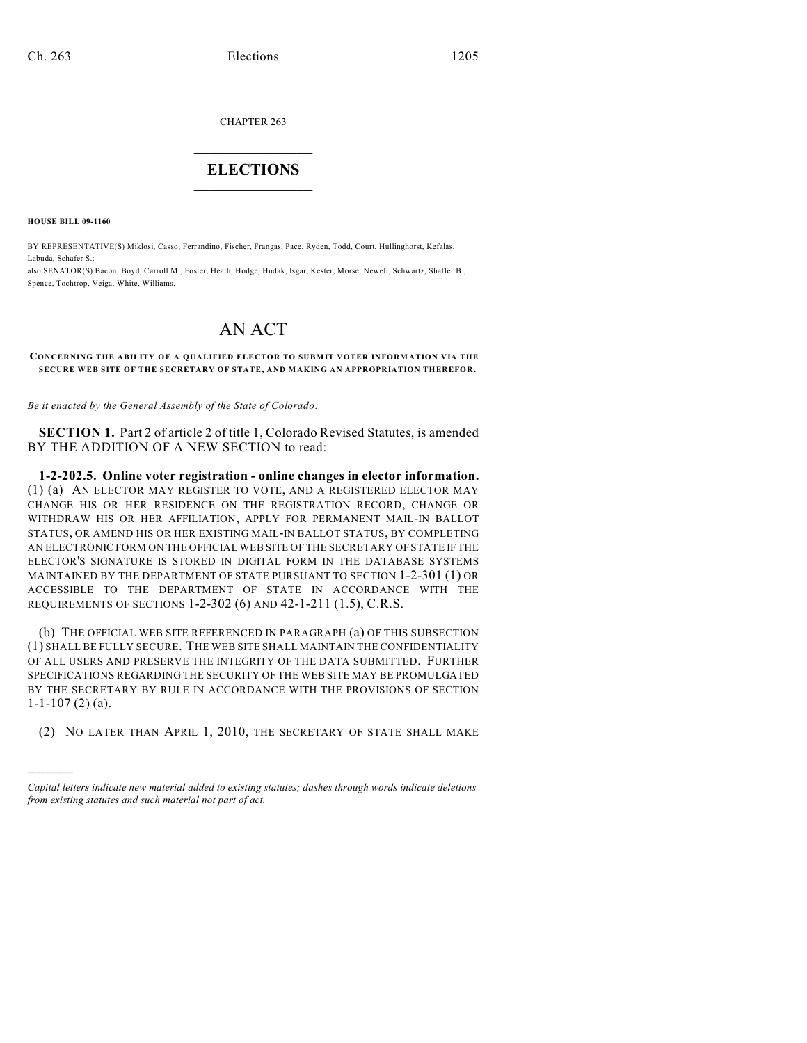CHAPTER 263

# ELECTIONS

**HOUSE BILL 09-1160**

BY REPRESENTATIVE(S) Miklosi, Casso, Ferrandino, Fischer, Frangas, Pace, Ryden, Todd, Court, Hullinghorst, Kefalas, Labuda, Schafer S.;
also SENATOR(S) Bacon, Boyd, Carroll M., Foster, Heath, Hodge, Hudak, Isgar, Kester, Morse, Newell, Schwartz, Shaffer B., Spence, Tochtrop, Veiga, White, Williams.

# AN ACT

**CONCERNING THE ABILITY OF A QUALIFIED ELECTOR TO SUBMIT VOTER INFORMATION VIA THE SECURE WEB SITE OF THE SECRETARY OF STATE, AND MAKING AN APPROPRIATION THEREFOR.**

*Be it enacted by the General Assembly of the State of Colorado:*

**SECTION 1.** Part 2 of article 2 of title 1, Colorado Revised Statutes, is amended BY THE ADDITION OF A NEW SECTION to read:

**1-2-202.5. Online voter registration - online changes in elector information.** (1) (a) AN ELECTOR MAY REGISTER TO VOTE, AND A REGISTERED ELECTOR MAY CHANGE HIS OR HER RESIDENCE ON THE REGISTRATION RECORD, CHANGE OR WITHDRAW HIS OR HER AFFILIATION, APPLY FOR PERMANENT MAIL-IN BALLOT STATUS, OR AMEND HIS OR HER EXISTING MAIL-IN BALLOT STATUS, BY COMPLETING AN ELECTRONIC FORM ON THE OFFICIAL WEB SITE OF THE SECRETARY OF STATE IF THE ELECTOR'S SIGNATURE IS STORED IN DIGITAL FORM IN THE DATABASE SYSTEMS MAINTAINED BY THE DEPARTMENT OF STATE PURSUANT TO SECTION 1-2-301 (1) OR ACCESSIBLE TO THE DEPARTMENT OF STATE IN ACCORDANCE WITH THE REQUIREMENTS OF SECTIONS 1-2-302 (6) AND 42-1-211 (1.5), C.R.S.

(b) THE OFFICIAL WEB SITE REFERENCED IN PARAGRAPH (a) OF THIS SUBSECTION (1) SHALL BE FULLY SECURE. THE WEB SITE SHALL MAINTAIN THE CONFIDENTIALITY OF ALL USERS AND PRESERVE THE INTEGRITY OF THE DATA SUBMITTED. FURTHER SPECIFICATIONS REGARDING THE SECURITY OF THE WEB SITE MAY BE PROMULGATED BY THE SECRETARY BY RULE IN ACCORDANCE WITH THE PROVISIONS OF SECTION 1-1-107 (2) (a).

(2) NO LATER THAN APRIL 1, 2010, THE SECRETARY OF STATE SHALL MAKE

---

*Capital letters indicate new material added to existing statutes; dashes through words indicate deletions from existing statutes and such material not part of act.*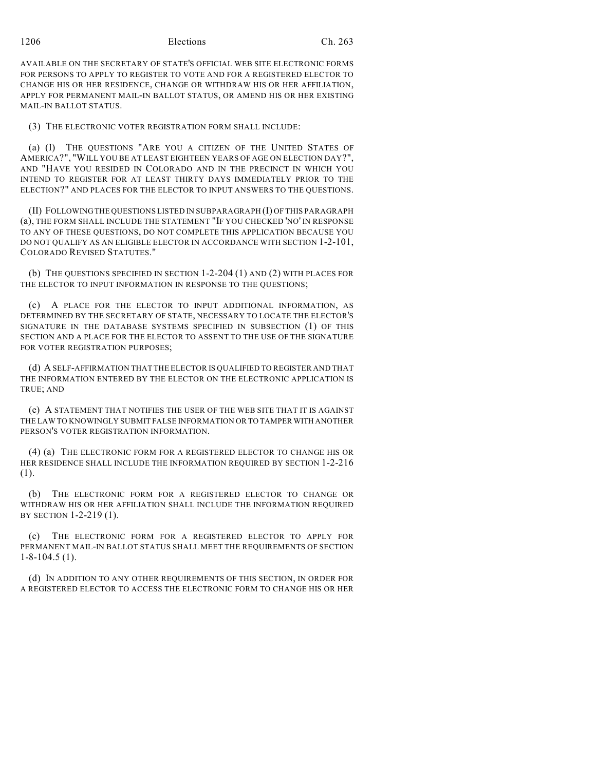AVAILABLE ON THE SECRETARY OF STATE'S OFFICIAL WEB SITE ELECTRONIC FORMS FOR PERSONS TO APPLY TO REGISTER TO VOTE AND FOR A REGISTERED ELECTOR TO CHANGE HIS OR HER RESIDENCE, CHANGE OR WITHDRAW HIS OR HER AFFILIATION, APPLY FOR PERMANENT MAIL-IN BALLOT STATUS, OR AMEND HIS OR HER EXISTING MAIL-IN BALLOT STATUS.

(3) THE ELECTRONIC VOTER REGISTRATION FORM SHALL INCLUDE:

(a) (I) THE QUESTIONS "ARE YOU A CITIZEN OF THE UNITED STATES OF AMERICA?", "WILL YOU BE AT LEAST EIGHTEEN YEARS OF AGE ON ELECTION DAY?", AND "HAVE YOU RESIDED IN COLORADO AND IN THE PRECINCT IN WHICH YOU INTEND TO REGISTER FOR AT LEAST THIRTY DAYS IMMEDIATELY PRIOR TO THE ELECTION?" AND PLACES FOR THE ELECTOR TO INPUT ANSWERS TO THE QUESTIONS.

(II) FOLLOWING THE QUESTIONS LISTED IN SUBPARAGRAPH (I) OF THIS PARAGRAPH (a), THE FORM SHALL INCLUDE THE STATEMENT "IF YOU CHECKED 'NO' IN RESPONSE TO ANY OF THESE QUESTIONS, DO NOT COMPLETE THIS APPLICATION BECAUSE YOU DO NOT QUALIFY AS AN ELIGIBLE ELECTOR IN ACCORDANCE WITH SECTION 1-2-101, COLORADO REVISED STATUTES."

(b) THE QUESTIONS SPECIFIED IN SECTION 1-2-204 (1) AND (2) WITH PLACES FOR THE ELECTOR TO INPUT INFORMATION IN RESPONSE TO THE QUESTIONS;

(c) A PLACE FOR THE ELECTOR TO INPUT ADDITIONAL INFORMATION, AS DETERMINED BY THE SECRETARY OF STATE, NECESSARY TO LOCATE THE ELECTOR'S SIGNATURE IN THE DATABASE SYSTEMS SPECIFIED IN SUBSECTION (1) OF THIS SECTION AND A PLACE FOR THE ELECTOR TO ASSENT TO THE USE OF THE SIGNATURE FOR VOTER REGISTRATION PURPOSES;

(d) A SELF-AFFIRMATION THAT THE ELECTOR IS QUALIFIED TO REGISTER AND THAT THE INFORMATION ENTERED BY THE ELECTOR ON THE ELECTRONIC APPLICATION IS TRUE; AND

(e) A STATEMENT THAT NOTIFIES THE USER OF THE WEB SITE THAT IT IS AGAINST THE LAW TO KNOWINGLY SUBMIT FALSE INFORMATION OR TO TAMPER WITH ANOTHER PERSON'S VOTER REGISTRATION INFORMATION.

(4) (a) THE ELECTRONIC FORM FOR A REGISTERED ELECTOR TO CHANGE HIS OR HER RESIDENCE SHALL INCLUDE THE INFORMATION REQUIRED BY SECTION 1-2-216 (1).

(b) THE ELECTRONIC FORM FOR A REGISTERED ELECTOR TO CHANGE OR WITHDRAW HIS OR HER AFFILIATION SHALL INCLUDE THE INFORMATION REQUIRED BY SECTION 1-2-219 (1).

(c) THE ELECTRONIC FORM FOR A REGISTERED ELECTOR TO APPLY FOR PERMANENT MAIL-IN BALLOT STATUS SHALL MEET THE REQUIREMENTS OF SECTION 1-8-104.5 (1).

(d) IN ADDITION TO ANY OTHER REQUIREMENTS OF THIS SECTION, IN ORDER FOR A REGISTERED ELECTOR TO ACCESS THE ELECTRONIC FORM TO CHANGE HIS OR HER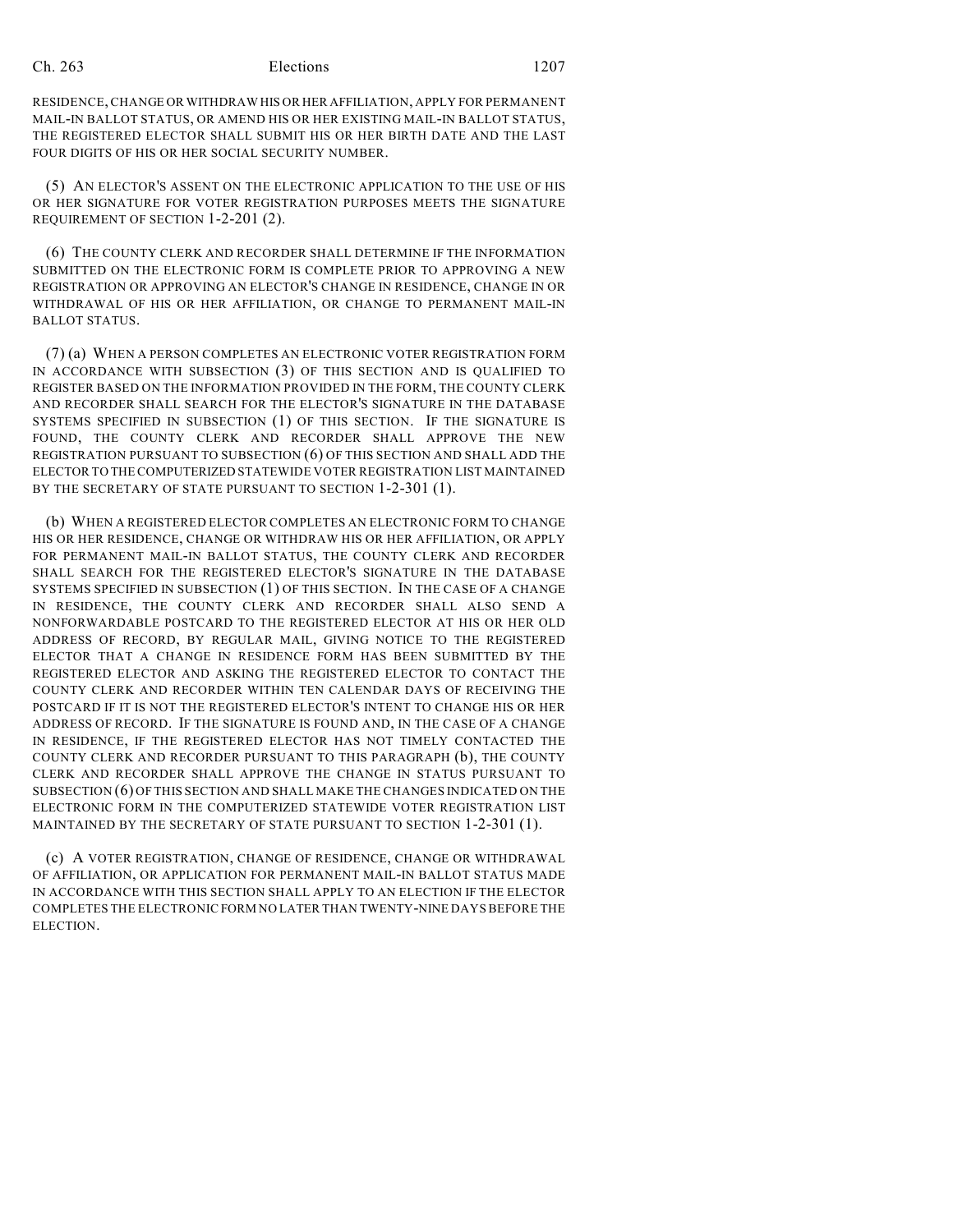RESIDENCE, CHANGE OR WITHDRAW HIS OR HER AFFILIATION, APPLY FOR PERMANENT MAIL-IN BALLOT STATUS, OR AMEND HIS OR HER EXISTING MAIL-IN BALLOT STATUS, THE REGISTERED ELECTOR SHALL SUBMIT HIS OR HER BIRTH DATE AND THE LAST FOUR DIGITS OF HIS OR HER SOCIAL SECURITY NUMBER.

(5) AN ELECTOR'S ASSENT ON THE ELECTRONIC APPLICATION TO THE USE OF HIS OR HER SIGNATURE FOR VOTER REGISTRATION PURPOSES MEETS THE SIGNATURE REQUIREMENT OF SECTION 1-2-201 (2).

(6) THE COUNTY CLERK AND RECORDER SHALL DETERMINE IF THE INFORMATION SUBMITTED ON THE ELECTRONIC FORM IS COMPLETE PRIOR TO APPROVING A NEW REGISTRATION OR APPROVING AN ELECTOR'S CHANGE IN RESIDENCE, CHANGE IN OR WITHDRAWAL OF HIS OR HER AFFILIATION, OR CHANGE TO PERMANENT MAIL-IN BALLOT STATUS.

(7) (a) WHEN A PERSON COMPLETES AN ELECTRONIC VOTER REGISTRATION FORM IN ACCORDANCE WITH SUBSECTION (3) OF THIS SECTION AND IS QUALIFIED TO REGISTER BASED ON THE INFORMATION PROVIDED IN THE FORM, THE COUNTY CLERK AND RECORDER SHALL SEARCH FOR THE ELECTOR'S SIGNATURE IN THE DATABASE SYSTEMS SPECIFIED IN SUBSECTION (1) OF THIS SECTION. IF THE SIGNATURE IS FOUND, THE COUNTY CLERK AND RECORDER SHALL APPROVE THE NEW REGISTRATION PURSUANT TO SUBSECTION (6) OF THIS SECTION AND SHALL ADD THE ELECTOR TO THE COMPUTERIZED STATEWIDE VOTER REGISTRATION LIST MAINTAINED BY THE SECRETARY OF STATE PURSUANT TO SECTION 1-2-301 (1).

(b) WHEN A REGISTERED ELECTOR COMPLETES AN ELECTRONIC FORM TO CHANGE HIS OR HER RESIDENCE, CHANGE OR WITHDRAW HIS OR HER AFFILIATION, OR APPLY FOR PERMANENT MAIL-IN BALLOT STATUS, THE COUNTY CLERK AND RECORDER SHALL SEARCH FOR THE REGISTERED ELECTOR'S SIGNATURE IN THE DATABASE SYSTEMS SPECIFIED IN SUBSECTION (1) OF THIS SECTION. IN THE CASE OF A CHANGE IN RESIDENCE, THE COUNTY CLERK AND RECORDER SHALL ALSO SEND A NONFORWARDABLE POSTCARD TO THE REGISTERED ELECTOR AT HIS OR HER OLD ADDRESS OF RECORD, BY REGULAR MAIL, GIVING NOTICE TO THE REGISTERED ELECTOR THAT A CHANGE IN RESIDENCE FORM HAS BEEN SUBMITTED BY THE REGISTERED ELECTOR AND ASKING THE REGISTERED ELECTOR TO CONTACT THE COUNTY CLERK AND RECORDER WITHIN TEN CALENDAR DAYS OF RECEIVING THE POSTCARD IF IT IS NOT THE REGISTERED ELECTOR'S INTENT TO CHANGE HIS OR HER ADDRESS OF RECORD. IF THE SIGNATURE IS FOUND AND, IN THE CASE OF A CHANGE IN RESIDENCE, IF THE REGISTERED ELECTOR HAS NOT TIMELY CONTACTED THE COUNTY CLERK AND RECORDER PURSUANT TO THIS PARAGRAPH (b), THE COUNTY CLERK AND RECORDER SHALL APPROVE THE CHANGE IN STATUS PURSUANT TO SUBSECTION (6) OF THIS SECTION AND SHALL MAKE THE CHANGES INDICATED ON THE ELECTRONIC FORM IN THE COMPUTERIZED STATEWIDE VOTER REGISTRATION LIST MAINTAINED BY THE SECRETARY OF STATE PURSUANT TO SECTION 1-2-301 (1).

(c) A VOTER REGISTRATION, CHANGE OF RESIDENCE, CHANGE OR WITHDRAWAL OF AFFILIATION, OR APPLICATION FOR PERMANENT MAIL-IN BALLOT STATUS MADE IN ACCORDANCE WITH THIS SECTION SHALL APPLY TO AN ELECTION IF THE ELECTOR COMPLETES THE ELECTRONIC FORM NO LATER THAN TWENTY-NINE DAYS BEFORE THE ELECTION.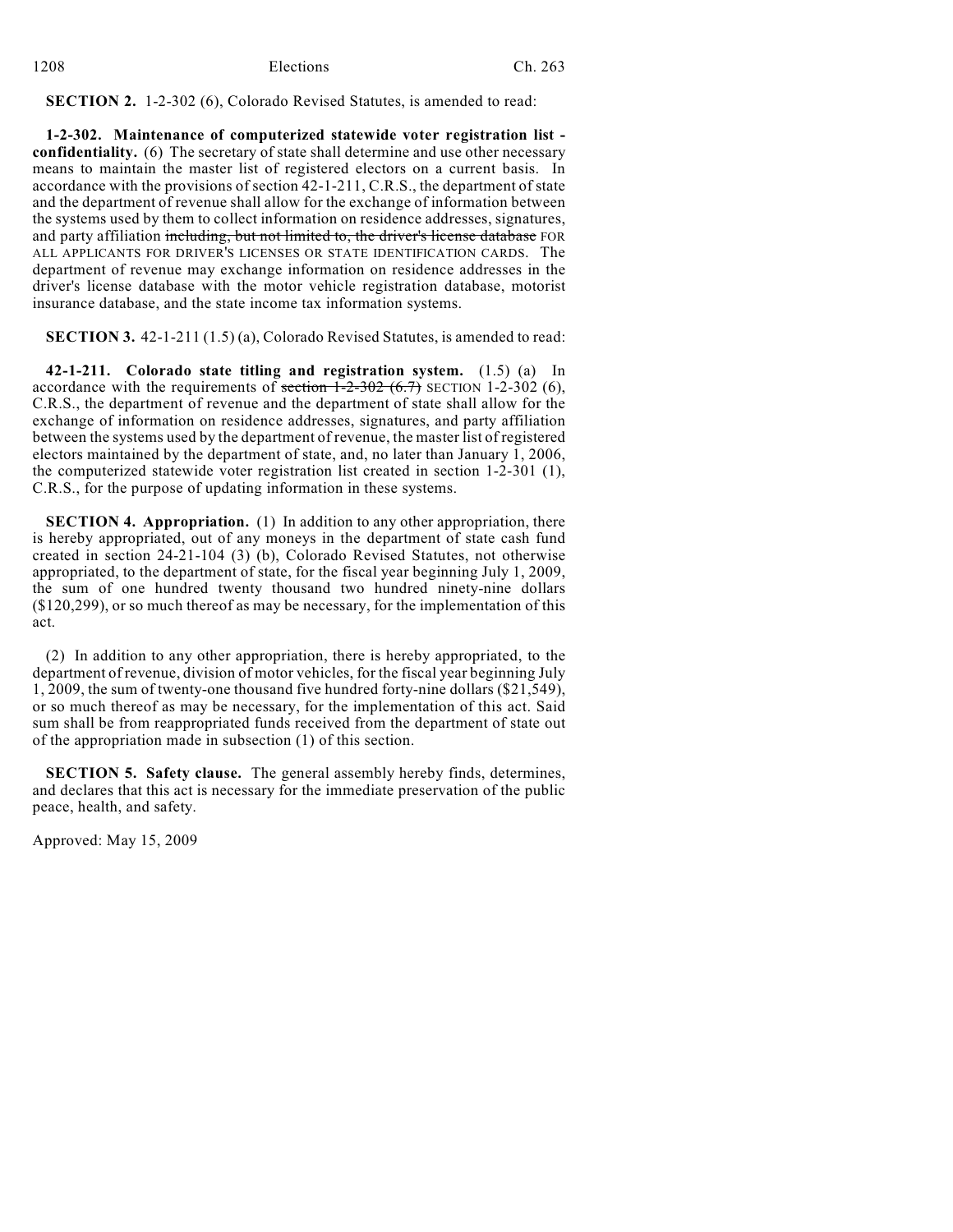**SECTION 2.** 1-2-302 (6), Colorado Revised Statutes, is amended to read:

**1-2-302. Maintenance of computerized statewide voter registration list - confidentiality.** (6) The secretary of state shall determine and use other necessary means to maintain the master list of registered electors on a current basis. In accordance with the provisions of section 42-1-211, C.R.S., the department of state and the department of revenue shall allow for the exchange of information between the systems used by them to collect information on residence addresses, signatures, and party affiliation ~~including, but not limited to, the driver's license database~~ FOR ALL APPLICANTS FOR DRIVER'S LICENSES OR STATE IDENTIFICATION CARDS. The department of revenue may exchange information on residence addresses in the driver's license database with the motor vehicle registration database, motorist insurance database, and the state income tax information systems.

**SECTION 3.** 42-1-211 (1.5) (a), Colorado Revised Statutes, is amended to read:

**42-1-211. Colorado state titling and registration system.** (1.5) (a) In accordance with the requirements of ~~section 1-2-302 (6.7)~~ SECTION 1-2-302 (6), C.R.S., the department of revenue and the department of state shall allow for the exchange of information on residence addresses, signatures, and party affiliation between the systems used by the department of revenue, the master list of registered electors maintained by the department of state, and, no later than January 1, 2006, the computerized statewide voter registration list created in section 1-2-301 (1), C.R.S., for the purpose of updating information in these systems.

**SECTION 4. Appropriation.** (1) In addition to any other appropriation, there is hereby appropriated, out of any moneys in the department of state cash fund created in section 24-21-104 (3) (b), Colorado Revised Statutes, not otherwise appropriated, to the department of state, for the fiscal year beginning July 1, 2009, the sum of one hundred twenty thousand two hundred ninety-nine dollars ($120,299), or so much thereof as may be necessary, for the implementation of this act.

(2) In addition to any other appropriation, there is hereby appropriated, to the department of revenue, division of motor vehicles, for the fiscal year beginning July 1, 2009, the sum of twenty-one thousand five hundred forty-nine dollars ($21,549), or so much thereof as may be necessary, for the implementation of this act. Said sum shall be from reappropriated funds received from the department of state out of the appropriation made in subsection (1) of this section.

**SECTION 5. Safety clause.** The general assembly hereby finds, determines, and declares that this act is necessary for the immediate preservation of the public peace, health, and safety.

Approved: May 15, 2009